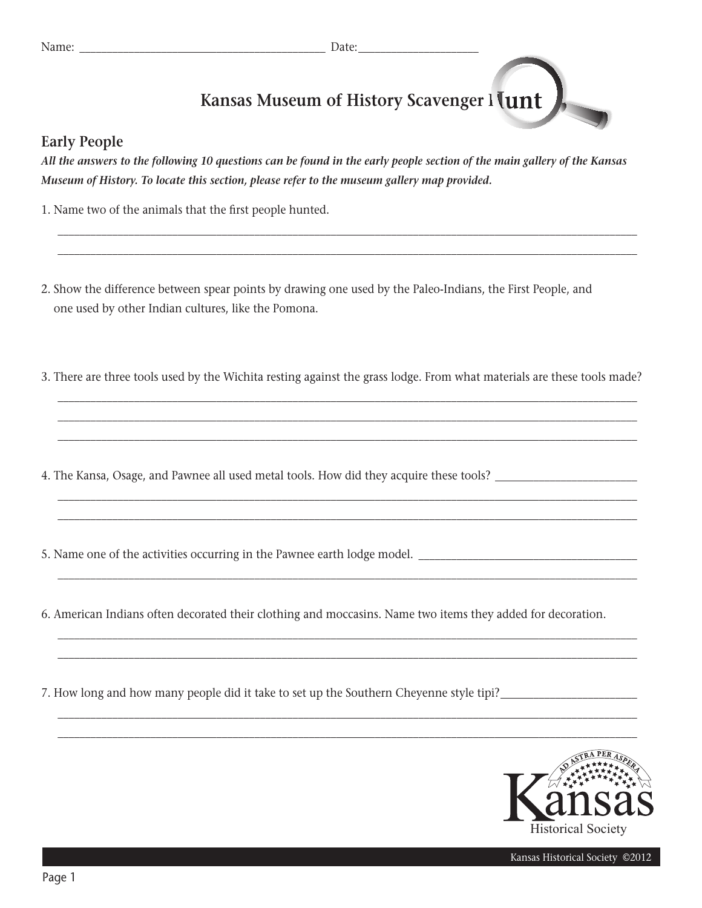Name: ___________________________________ Date: _________________

# Kansas Museum of History Scavenger Hunt

## Early People

***All the answers to the following 10 questions can be found in the early people section of the main gallery of the Kansas Museum of History. To locate this section, please refer to the museum gallery map provided.***

1. Name two of the animals that the first people hunted.

_______________________________________________________________

_______________________________________________________________

2. Show the difference between spear points by drawing one used by the Paleo-Indians, the First People, and one used by other Indian cultures, like the Pomona.

3. There are three tools used by the Wichita resting against the grass lodge. From what materials are these tools made?

_______________________________________________________________

_______________________________________________________________

_______________________________________________________________

4. The Kansa, Osage, and Pawnee all used metal tools. How did they acquire these tools? _______________

_______________________________________________________________

_______________________________________________________________

5. Name one of the activities occurring in the Pawnee earth lodge model. _______________________

_______________________________________________________________

6. American Indians often decorated their clothing and moccasins. Name two items they added for decoration.

_______________________________________________________________

_______________________________________________________________

7. How long and how many people did it take to set up the Southern Cheyenne style tipi? _______________

_______________________________________________________________

_______________________________________________________________

Ad Astra Per Aspera

Kansas Historical Society

Kansas Historical Society ©2012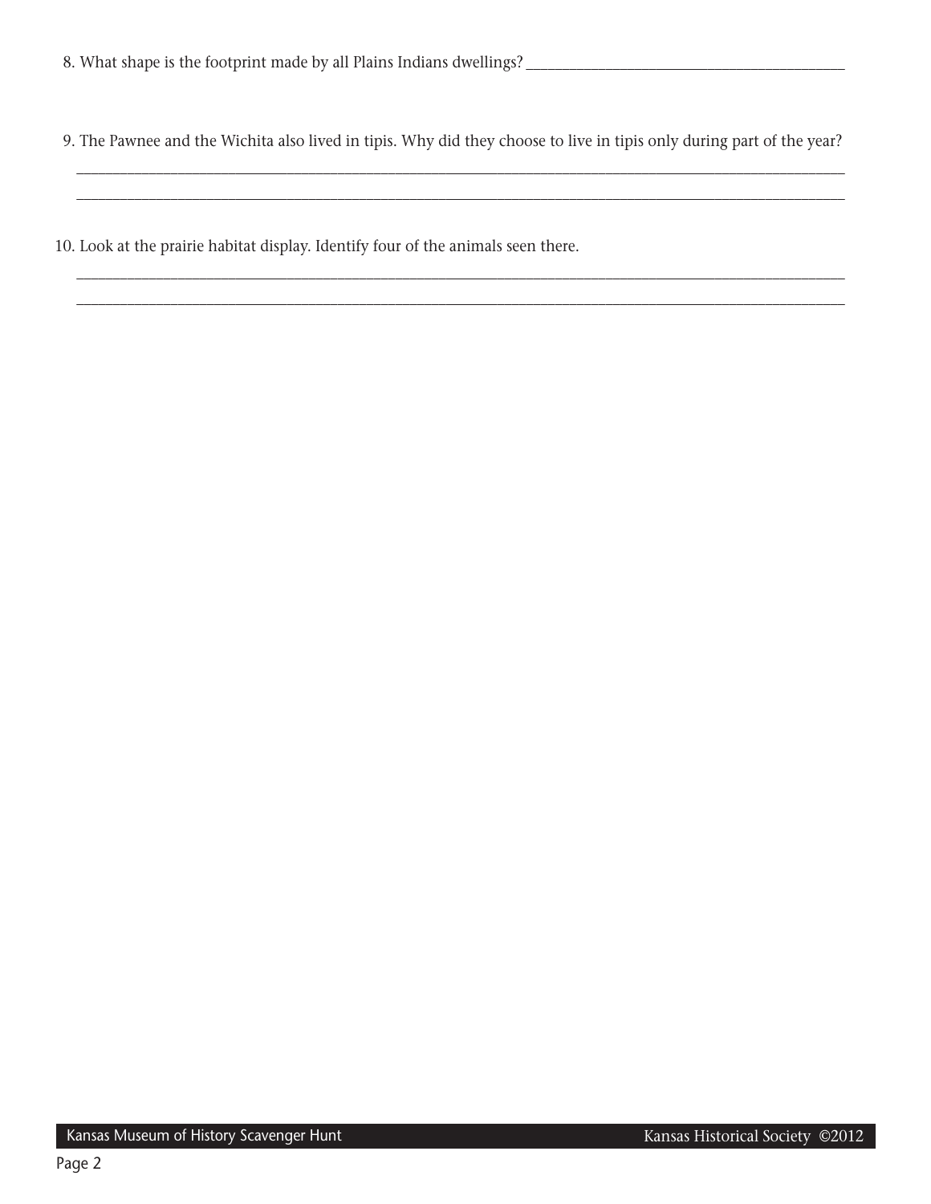8. What shape is the footprint made by all Plains Indians dwellings? ______________________________

9. The Pawnee and the Wichita also lived in tipis. Why did they choose to live in tipis only during part of the year?

______________________________________________________________________________

______________________________________________________________________________

10. Look at the prairie habitat display. Identify four of the animals seen there.

______________________________________________________________________________

______________________________________________________________________________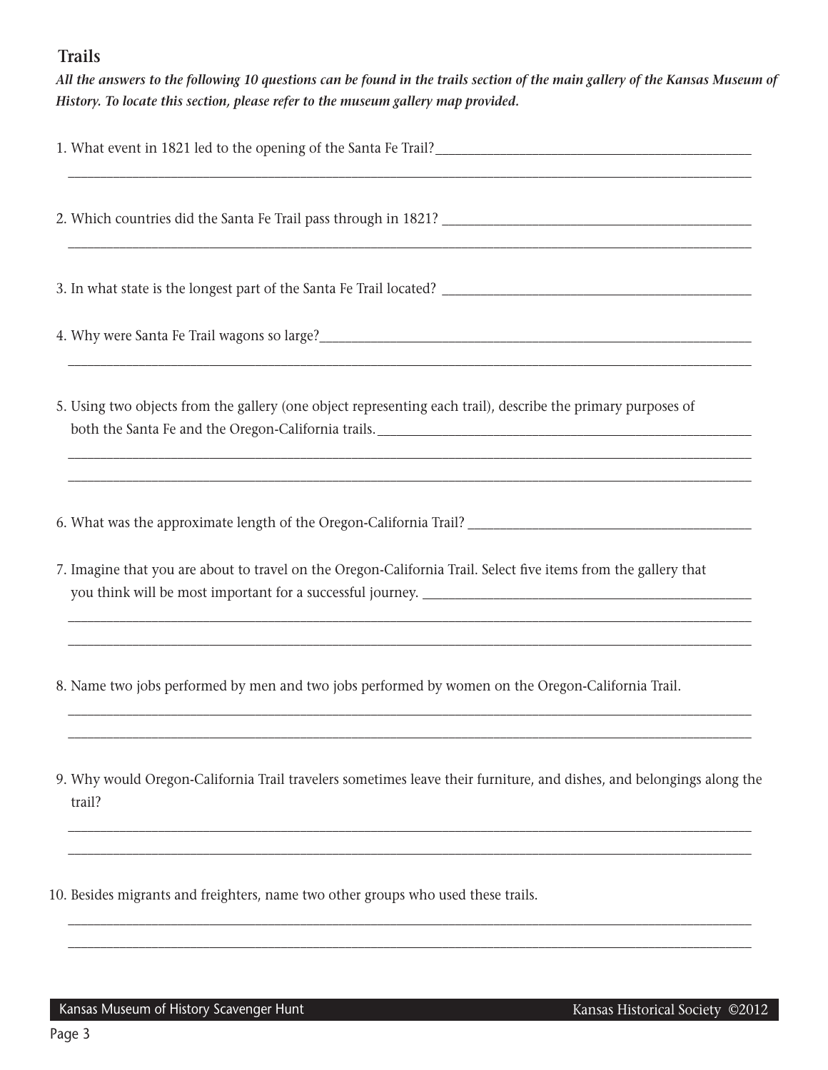## Trails

***All the answers to the following 10 questions can be found in the trails section of the main gallery of the Kansas Museum of History. To locate this section, please refer to the museum gallery map provided.***

1. What event in 1821 led to the opening of the Santa Fe Trail?\_\_\_\_\_\_\_\_\_\_\_\_\_\_\_\_\_\_\_\_\_\_\_\_\_\_\_\_\_\_\_\_\_\_\_\_\_\_\_\_\_\_\_\_\_\_\_\_

2. Which countries did the Santa Fe Trail pass through in 1821? \_\_\_\_\_\_\_\_\_\_\_\_\_\_\_\_\_\_\_\_\_\_\_\_\_\_\_\_\_\_\_\_\_\_\_\_\_\_\_\_\_\_\_\_

3. In what state is the longest part of the Santa Fe Trail located? \_\_\_\_\_\_\_\_\_\_\_\_\_\_\_\_\_\_\_\_\_\_\_\_\_\_\_\_\_\_\_\_\_\_\_\_\_\_\_\_\_\_\_\_

4. Why were Santa Fe Trail wagons so large?\_\_\_\_\_\_\_\_\_\_\_\_\_\_\_\_\_\_\_\_\_\_\_\_\_\_\_\_\_\_\_\_\_\_\_\_\_\_\_\_\_\_\_\_\_\_\_\_\_\_\_\_\_\_\_\_\_\_\_\_\_\_\_\_

5. Using two objects from the gallery (one object representing each trail), describe the primary purposes of both the Santa Fe and the Oregon-California trails.\_\_\_\_\_\_\_\_\_\_\_\_\_\_\_\_\_\_\_\_\_\_\_\_\_\_\_\_\_\_\_\_\_\_\_\_\_\_\_\_\_\_\_\_\_\_\_\_\_\_\_\_\_\_\_\_

6. What was the approximate length of the Oregon-California Trail? \_\_\_\_\_\_\_\_\_\_\_\_\_\_\_\_\_\_\_\_\_\_\_\_\_\_\_\_\_\_\_\_\_\_\_\_\_\_\_\_\_\_

7. Imagine that you are about to travel on the Oregon-California Trail. Select five items from the gallery that you think will be most important for a successful journey. \_\_\_\_\_\_\_\_\_\_\_\_\_\_\_\_\_\_\_\_\_\_\_\_\_\_\_\_\_\_\_\_\_\_\_\_\_\_\_\_\_\_\_\_\_\_\_\_

8. Name two jobs performed by men and two jobs performed by women on the Oregon-California Trail.

9. Why would Oregon-California Trail travelers sometimes leave their furniture, and dishes, and belongings along the trail?

10. Besides migrants and freighters, name two other groups who used these trails.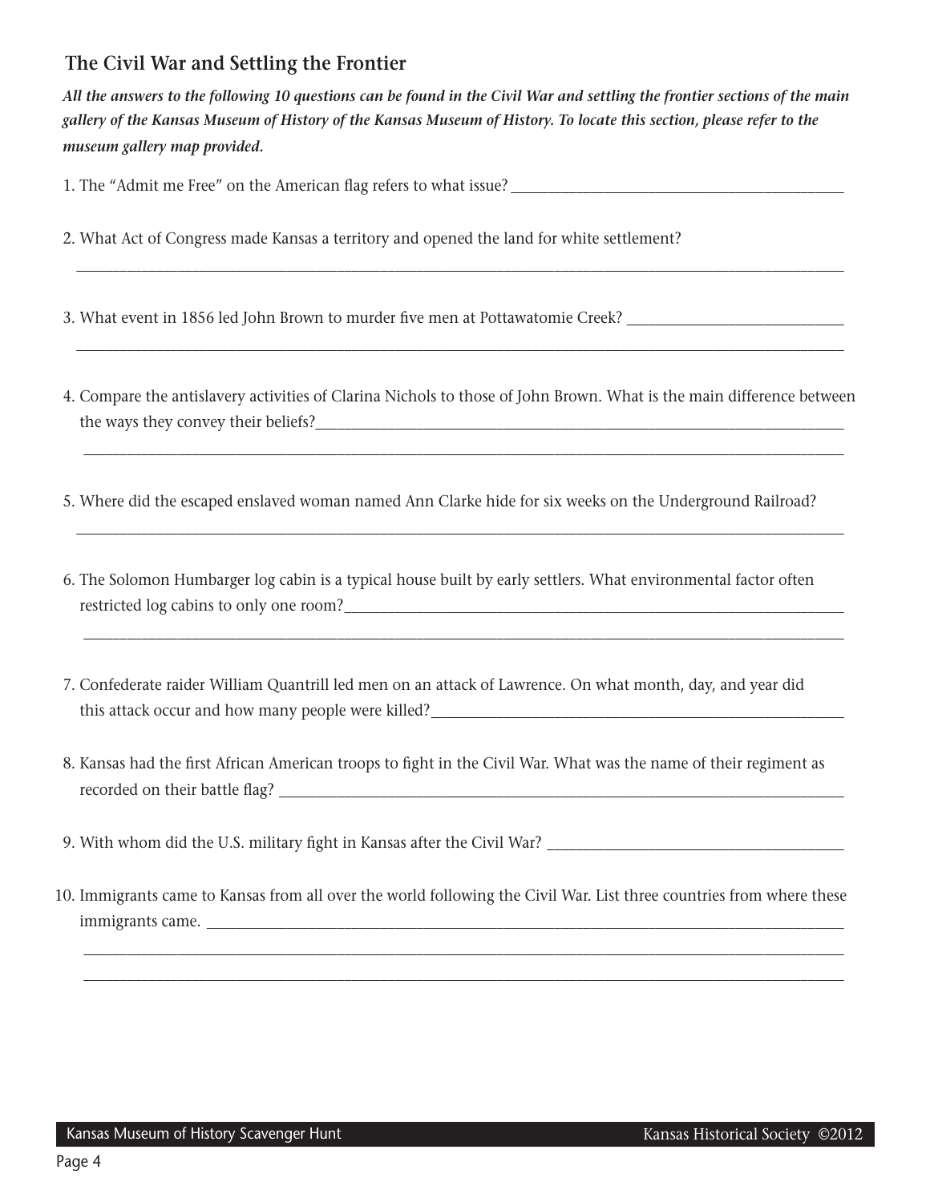## The Civil War and Settling the Frontier

***All the answers to the following 10 questions can be found in the Civil War and settling the frontier sections of the main gallery of the Kansas Museum of History of the Kansas Museum of History. To locate this section, please refer to the museum gallery map provided.***

1. The "Admit me Free" on the American flag refers to what issue? ___________________________________________

2. What Act of Congress made Kansas a territory and opened the land for white settlement?

   ___________________________________________

3. What event in 1856 led John Brown to murder five men at Pottawatomie Creek? ___________________________

   ___________________________________________

4. Compare the antislavery activities of Clarina Nichols to those of John Brown. What is the main difference between the ways they convey their beliefs?___________________________________________

   ___________________________________________

5. Where did the escaped enslaved woman named Ann Clarke hide for six weeks on the Underground Railroad?

   ___________________________________________

6. The Solomon Humbarger log cabin is a typical house built by early settlers. What environmental factor often restricted log cabins to only one room?___________________________________________

   ___________________________________________

7. Confederate raider William Quantrill led men on an attack of Lawrence. On what month, day, and year did this attack occur and how many people were killed?___________________________________________

8. Kansas had the first African American troops to fight in the Civil War. What was the name of their regiment as recorded on their battle flag? ___________________________________________

9. With whom did the U.S. military fight in Kansas after the Civil War? ___________________________________________

10. Immigrants came to Kansas from all over the world following the Civil War. List three countries from where these immigrants came. ___________________________________________

    ___________________________________________

    ___________________________________________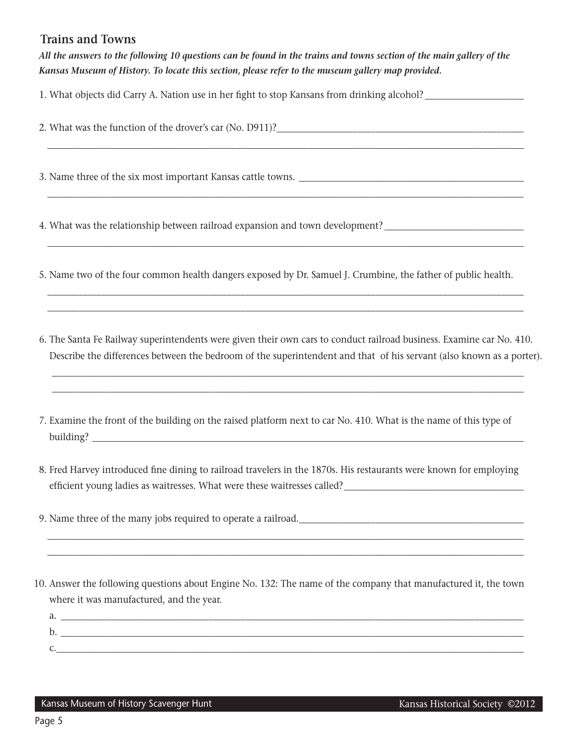## Trains and Towns

***All the answers to the following 10 questions can be found in the trains and towns section of the main gallery of the Kansas Museum of History. To locate this section, please refer to the museum gallery map provided.***

1. What objects did Carry A. Nation use in her fight to stop Kansans from drinking alcohol? ____________________

2. What was the function of the drover's car (No. D911)? ____________________________________________________
_____________________________________________________________________________________________

3. Name three of the six most important Kansas cattle towns. ____________________________________________
_____________________________________________________________________________________________

4. What was the relationship between railroad expansion and town development? ___________________________
_____________________________________________________________________________________________

5. Name two of the four common health dangers exposed by Dr. Samuel J. Crumbine, the father of public health.
_____________________________________________________________________________________________
_____________________________________________________________________________________________

6. The Santa Fe Railway superintendents were given their own cars to conduct railroad business. Examine car No. 410. Describe the differences between the bedroom of the superintendent and that of his servant (also known as a porter).
_____________________________________________________________________________________________
_____________________________________________________________________________________________

7. Examine the front of the building on the raised platform next to car No. 410. What is the name of this type of building? ______________________________________________________________________________

8. Fred Harvey introduced fine dining to railroad travelers in the 1870s. His restaurants were known for employing efficient young ladies as waitresses. What were these waitresses called? ______________________________

9. Name three of the many jobs required to operate a railroad. ___________________________________________
_____________________________________________________________________________________________
_____________________________________________________________________________________________

10. Answer the following questions about Engine No. 132: The name of the company that manufactured it, the town where it was manufactured, and the year.

    a. ___________________________________________________________________________________________

    b. ___________________________________________________________________________________________

    c. ___________________________________________________________________________________________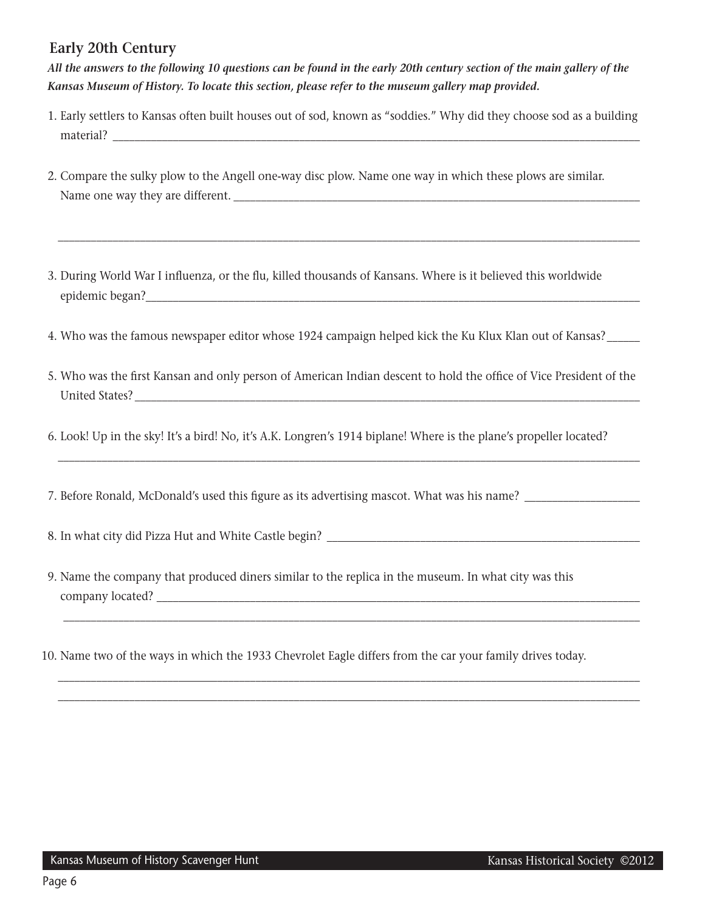## Early 20th Century

***All the answers to the following 10 questions can be found in the early 20th century section of the main gallery of the Kansas Museum of History. To locate this section, please refer to the museum gallery map provided.***

1. Early settlers to Kansas often built houses out of sod, known as "soddies." Why did they choose sod as a building material? ______________________________________________

2. Compare the sulky plow to the Angell one-way disc plow. Name one way in which these plows are similar. Name one way they are different. ______________________________________________

   ______________________________________________

3. During World War I influenza, or the flu, killed thousands of Kansans. Where is it believed this worldwide epidemic began?______________________________________________

4. Who was the famous newspaper editor whose 1924 campaign helped kick the Ku Klux Klan out of Kansas?______

5. Who was the first Kansan and only person of American Indian descent to hold the office of Vice President of the United States? ______________________________________________

6. Look! Up in the sky! It's a bird! No, it's A.K. Longren's 1914 biplane! Where is the plane's propeller located?

   ______________________________________________

7. Before Ronald, McDonald's used this figure as its advertising mascot. What was his name? ____________________

8. In what city did Pizza Hut and White Castle begin? ______________________________________________

9. Name the company that produced diners similar to the replica in the museum. In what city was this company located? ______________________________________________

   ______________________________________________

10. Name two of the ways in which the 1933 Chevrolet Eagle differs from the car your family drives today.

    ______________________________________________

    ______________________________________________

Kansas Museum of History Scavenger Hunt

Kansas Historical Society ©2012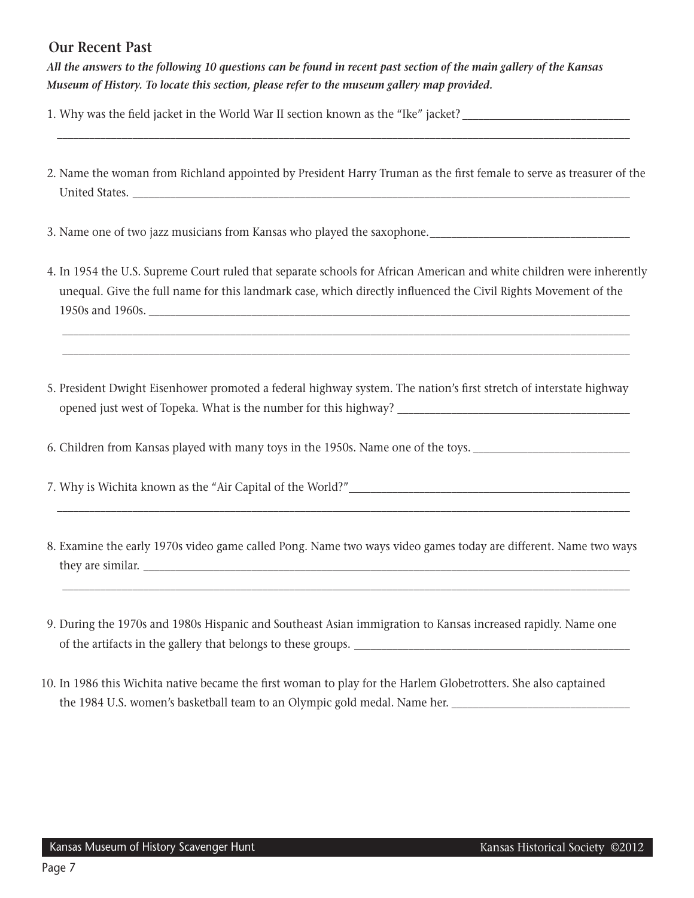## Our Recent Past

***All the answers to the following 10 questions can be found in recent past section of the main gallery of the Kansas Museum of History. To locate this section, please refer to the museum gallery map provided.***

1. Why was the field jacket in the World War II section known as the "Ike" jacket? ____________________________
____________________________________________________________________________________________

2. Name the woman from Richland appointed by President Harry Truman as the first female to serve as treasurer of the United States. ____________________________________________________________________________________

3. Name one of two jazz musicians from Kansas who played the saxophone. _________________________________

4. In 1954 the U.S. Supreme Court ruled that separate schools for African American and white children were inherently unequal. Give the full name for this landmark case, which directly influenced the Civil Rights Movement of the 1950s and 1960s. _________________________________________________________________________________
____________________________________________________________________________________________
____________________________________________________________________________________________

5. President Dwight Eisenhower promoted a federal highway system. The nation's first stretch of interstate highway opened just west of Topeka. What is the number for this highway? _______________________________________

6. Children from Kansas played with many toys in the 1950s. Name one of the toys. __________________________

7. Why is Wichita known as the "Air Capital of the World?" ______________________________________________
____________________________________________________________________________________________

8. Examine the early 1970s video game called Pong. Name two ways video games today are different. Name two ways they are similar. _____________________________________________________________________________________
____________________________________________________________________________________________

9. During the 1970s and 1980s Hispanic and Southeast Asian immigration to Kansas increased rapidly. Name one of the artifacts in the gallery that belongs to these groups. _______________________________________________

10. In 1986 this Wichita native became the first woman to play for the Harlem Globetrotters. She also captained the 1984 U.S. women's basketball team to an Olympic gold medal. Name her. _____________________________